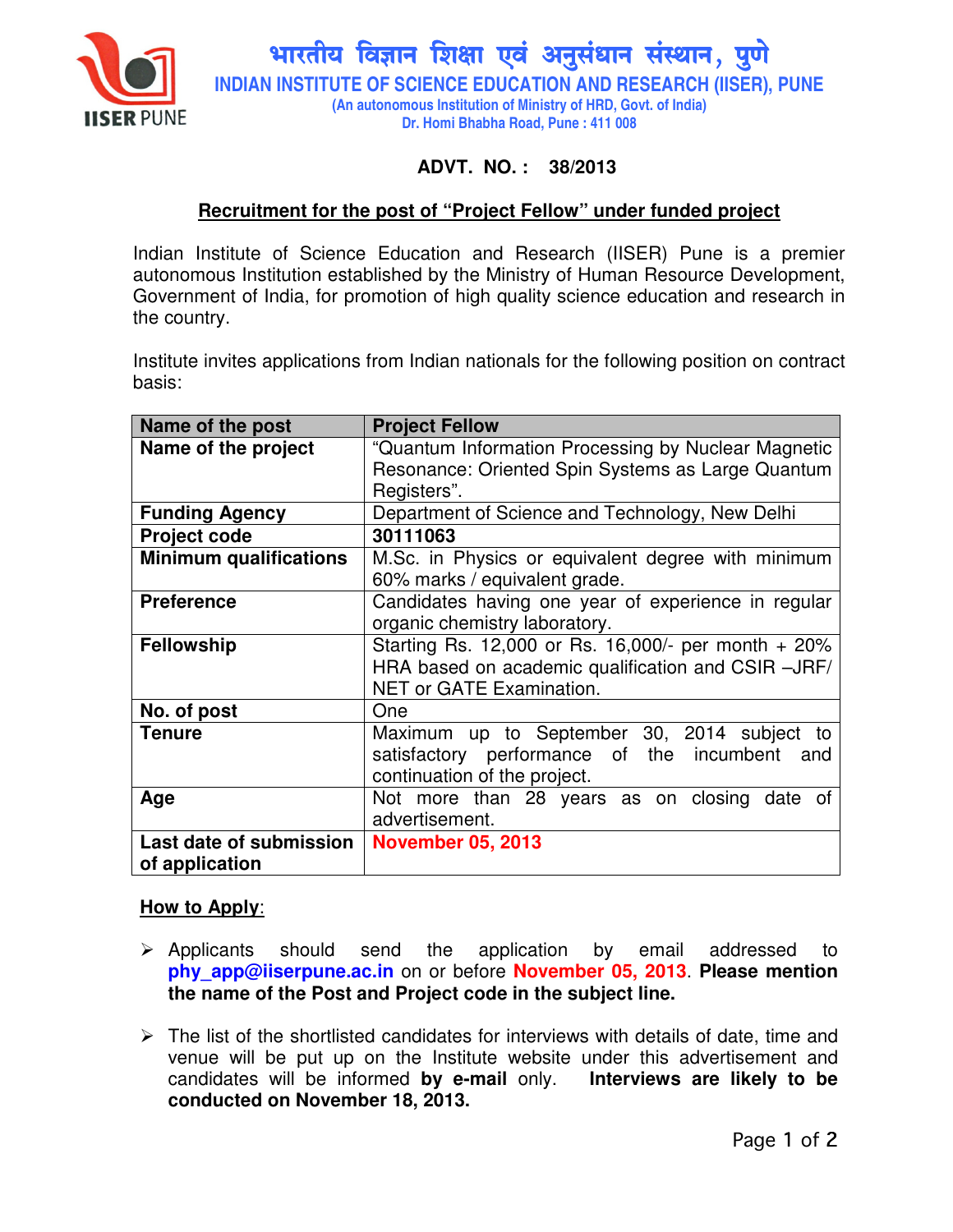# भारतीय विज्ञान शिक्षा एवं अनुसंधान संस्थान, पुणे

## INDIAN INSTITUTE OF SCIENCE EDUCATION AND RESEARCH (IISER), PUNE

(An autonomous Institution of Ministry of HRD, Govt. of India)
Dr. Homi Bhabha Road, Pune : 411 008

**ADVT. NO. : 38/2013**

**Recruitment for the post of "Project Fellow" under funded project**

Indian Institute of Science Education and Research (IISER) Pune is a premier autonomous Institution established by the Ministry of Human Resource Development, Government of India, for promotion of high quality science education and research in the country.

Institute invites applications from Indian nationals for the following position on contract basis:

| **Name of the post** | **Project Fellow** |
|---|---|
| **Name of the project** | "Quantum Information Processing by Nuclear Magnetic Resonance: Oriented Spin Systems as Large Quantum Registers". |
| **Funding Agency** | Department of Science and Technology, New Delhi |
| **Project code** | **30111063** |
| **Minimum qualifications** | M.Sc. in Physics or equivalent degree with minimum 60% marks / equivalent grade. |
| **Preference** | Candidates having one year of experience in regular organic chemistry laboratory. |
| **Fellowship** | Starting Rs. 12,000 or Rs. 16,000/- per month + 20% HRA based on academic qualification and CSIR –JRF/ NET or GATE Examination. |
| **No. of post** | One |
| **Tenure** | Maximum up to September 30, 2014 subject to satisfactory performance of the incumbent and continuation of the project. |
| **Age** | Not more than 28 years as on closing date of advertisement. |
| **Last date of submission of application** | **November 05, 2013** |

**How to Apply:**

- Applicants should send the application by email addressed to **phy_app@iiserpune.ac.in** on or before **November 05, 2013**. **Please mention the name of the Post and Project code in the subject line.**

- The list of the shortlisted candidates for interviews with details of date, time and venue will be put up on the Institute website under this advertisement and candidates will be informed **by e-mail** only. **Interviews are likely to be conducted on November 18, 2013.**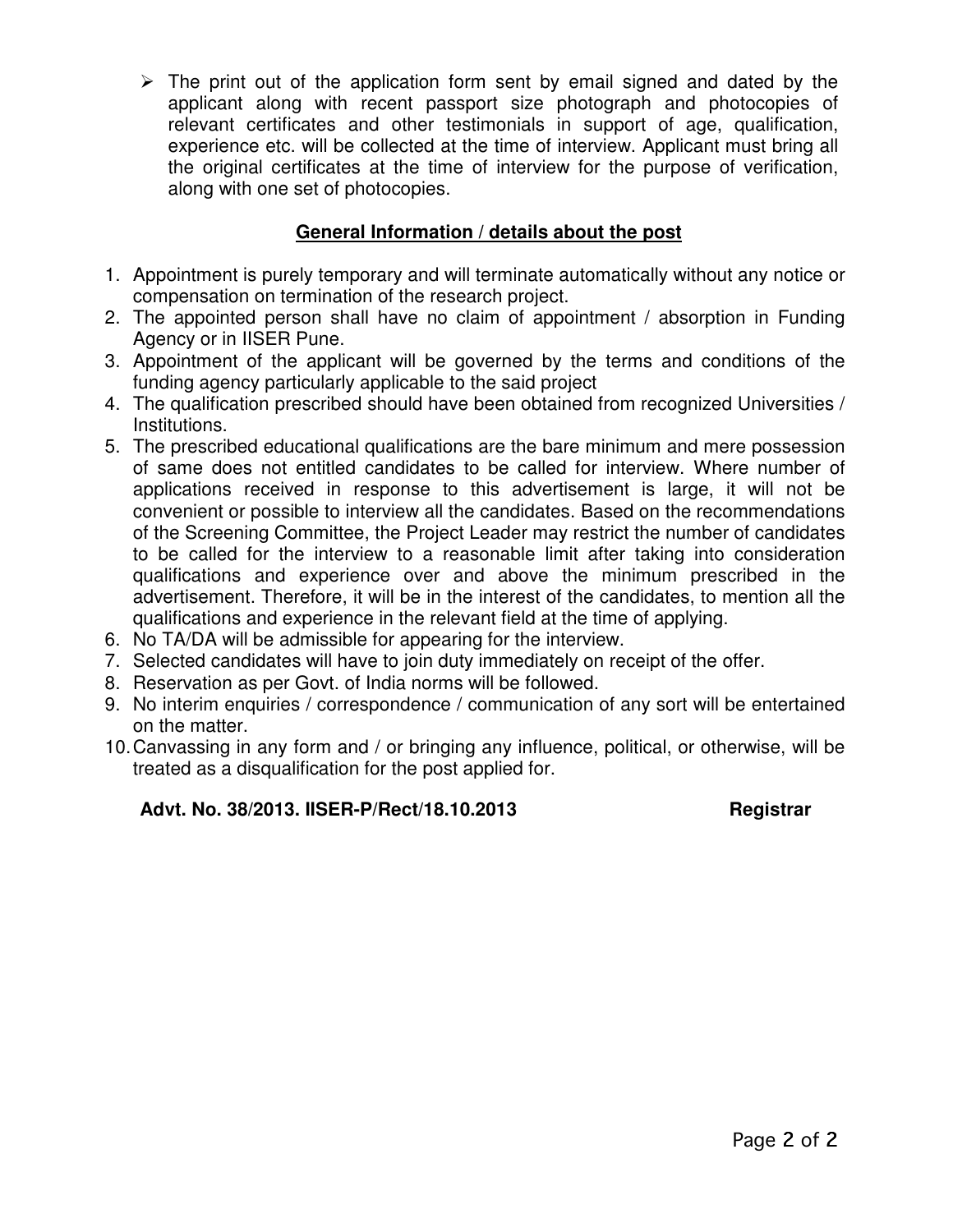- The print out of the application form sent by email signed and dated by the applicant along with recent passport size photograph and photocopies of relevant certificates and other testimonials in support of age, qualification, experience etc. will be collected at the time of interview. Applicant must bring all the original certificates at the time of interview for the purpose of verification, along with one set of photocopies.

## General Information / details about the post

1. Appointment is purely temporary and will terminate automatically without any notice or compensation on termination of the research project.
2. The appointed person shall have no claim of appointment / absorption in Funding Agency or in IISER Pune.
3. Appointment of the applicant will be governed by the terms and conditions of the funding agency particularly applicable to the said project
4. The qualification prescribed should have been obtained from recognized Universities / Institutions.
5. The prescribed educational qualifications are the bare minimum and mere possession of same does not entitled candidates to be called for interview. Where number of applications received in response to this advertisement is large, it will not be convenient or possible to interview all the candidates. Based on the recommendations of the Screening Committee, the Project Leader may restrict the number of candidates to be called for the interview to a reasonable limit after taking into consideration qualifications and experience over and above the minimum prescribed in the advertisement. Therefore, it will be in the interest of the candidates, to mention all the qualifications and experience in the relevant field at the time of applying.
6. No TA/DA will be admissible for appearing for the interview.
7. Selected candidates will have to join duty immediately on receipt of the offer.
8. Reservation as per Govt. of India norms will be followed.
9. No interim enquiries / correspondence / communication of any sort will be entertained on the matter.
10. Canvassing in any form and / or bringing any influence, political, or otherwise, will be treated as a disqualification for the post applied for.

**Advt. No. 38/2013. IISER-P/Rect/18.10.2013** **Registrar**